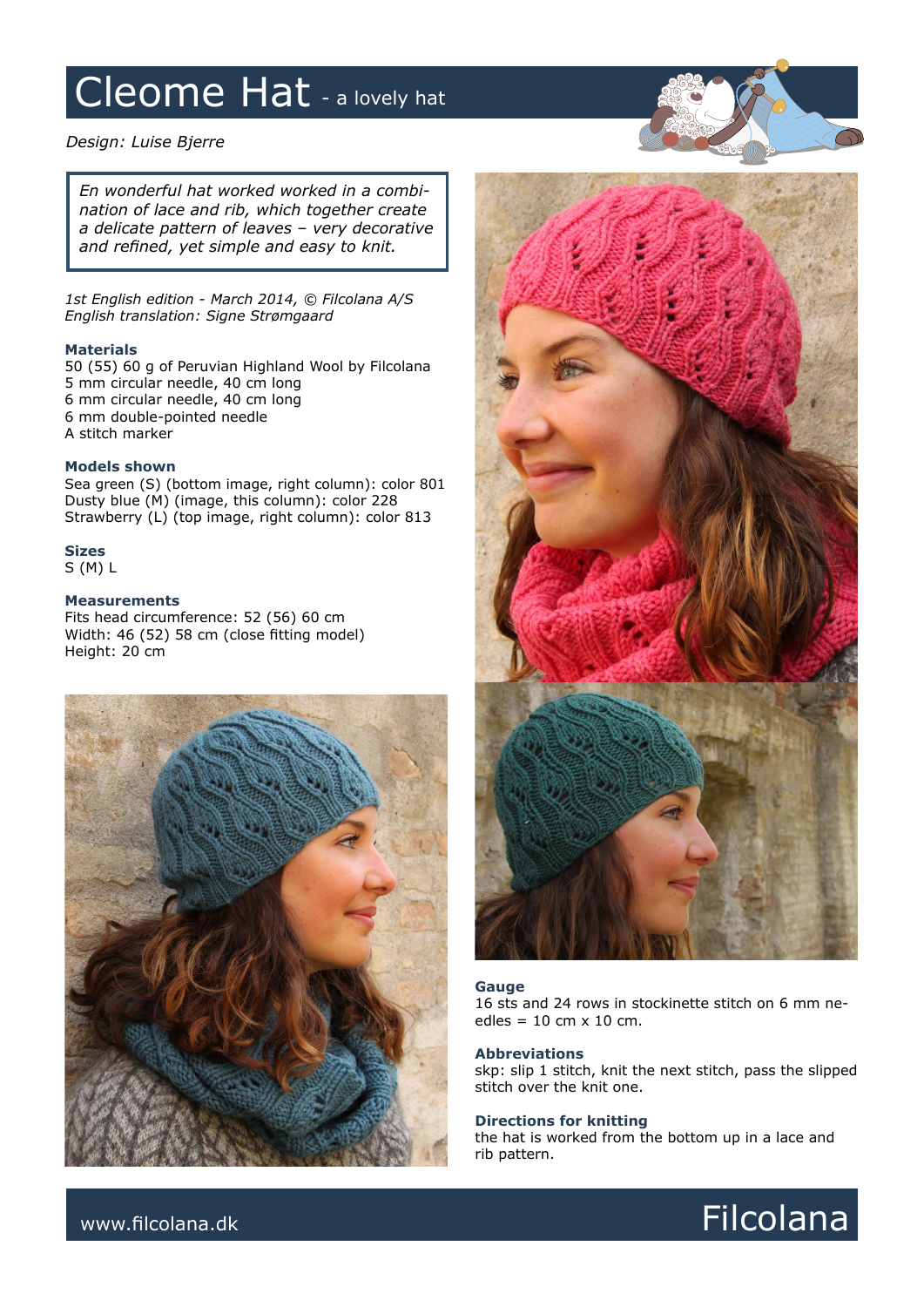# Cleome Hat - a lovely hat

*Design: Luise Bjerre*

*En wonderful hat worked worked in a combination of lace and rib, which together create a delicate pattern of leaves – very decorative and refined, yet simple and easy to knit.*

*1st English edition - March 2014, © Filcolana A/S*
*English translation: Signe Strømgaard*

### Materials

50 (55) 60 g of Peruvian Highland Wool by Filcolana
5 mm circular needle, 40 cm long
6 mm circular needle, 40 cm long
6 mm double-pointed needle
A stitch marker

### Models shown

Sea green (S) (bottom image, right column): color 801
Dusty blue (M) (image, this column): color 228
Strawberry (L) (top image, right column): color 813

### Sizes

S (M) L

### Measurements

Fits head circumference: 52 (56) 60 cm
Width: 46 (52) 58 cm (close fitting model)
Height: 20 cm

### Gauge

16 sts and 24 rows in stockinette stitch on 6 mm needles = 10 cm x 10 cm.

### Abbreviations

skp: slip 1 stitch, knit the next stitch, pass the slipped stitch over the knit one.

### Directions for knitting

the hat is worked from the bottom up in a lace and rib pattern.

www.filcolana.dk

Filcolana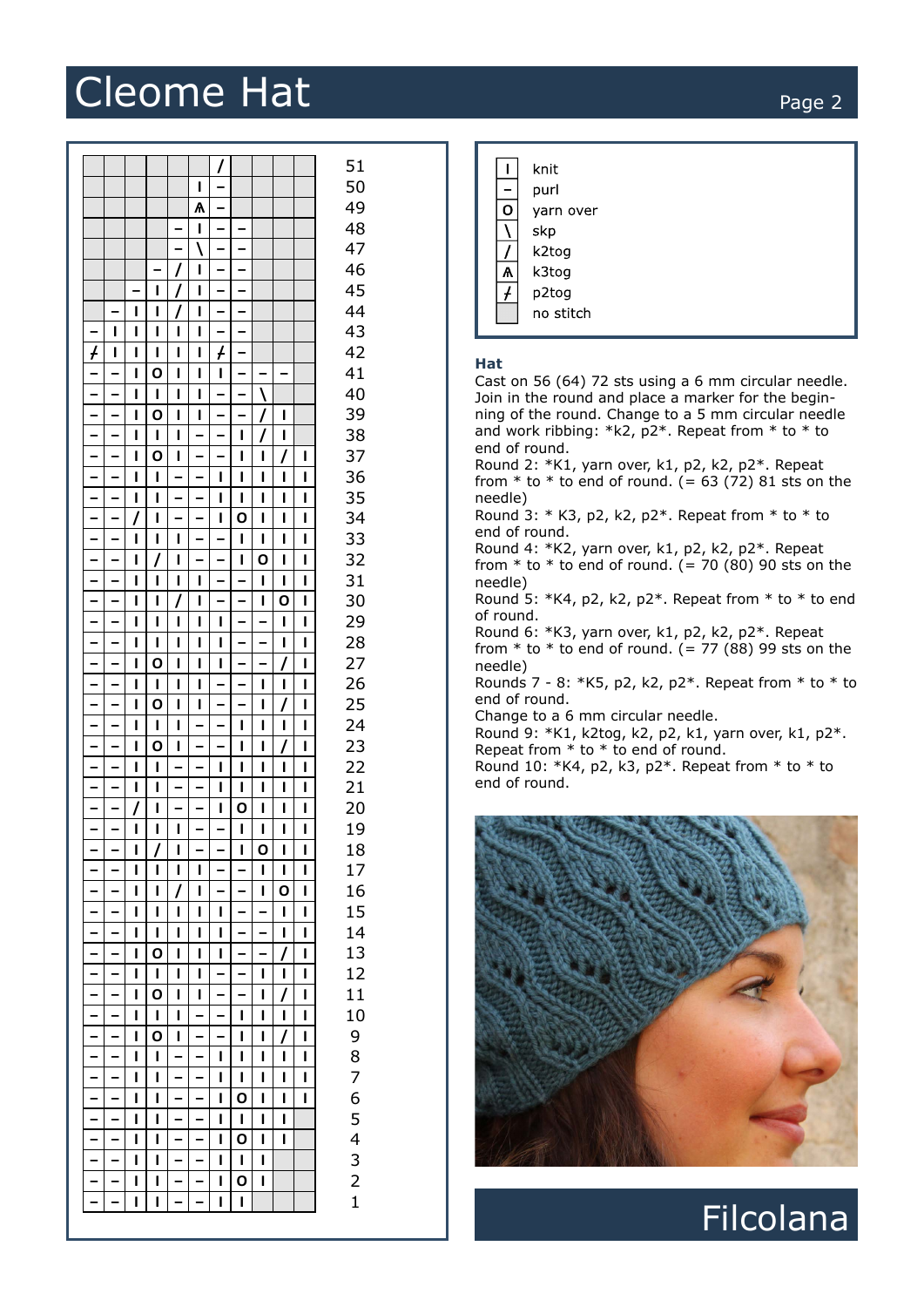| Symbol | Meaning |
|---|---|
| I | knit |
| – | purl |
| O | yarn over |
| \ | skp |
| / | k2tog |
| ⩚ | k3tog |
| ⨍ | p2tog |
| (grey) | no stitch |

### Hat

Cast on 56 (64) 72 sts using a 6 mm circular needle. Join in the round and place a marker for the beginning of the round. Change to a 5 mm circular needle and work ribbing: *k2, p2*. Repeat from * to * to end of round.

Round 2: *K1, yarn over, k1, p2, k2, p2*. Repeat from * to * to end of round. (= 63 (72) 81 sts on the needle)

Round 3: * K3, p2, k2, p2*. Repeat from * to * to end of round.

Round 4: *K2, yarn over, k1, p2, k2, p2*. Repeat from * to * to end of round. (= 70 (80) 90 sts on the needle)

Round 5: *K4, p2, k2, p2*. Repeat from * to * to end of round.

Round 6: *K3, yarn over, k1, p2, k2, p2*. Repeat from * to * to end of round. (= 77 (88) 99 sts on the needle)

Rounds 7 - 8: *K5, p2, k2, p2*. Repeat from * to * to end of round.

Change to a 6 mm circular needle.

Round 9: *K1, k2tog, k2, p2, k1, yarn over, k1, p2*. Repeat from * to * to end of round.

Round 10: *K4, p2, k3, p2*. Repeat from * to * to end of round.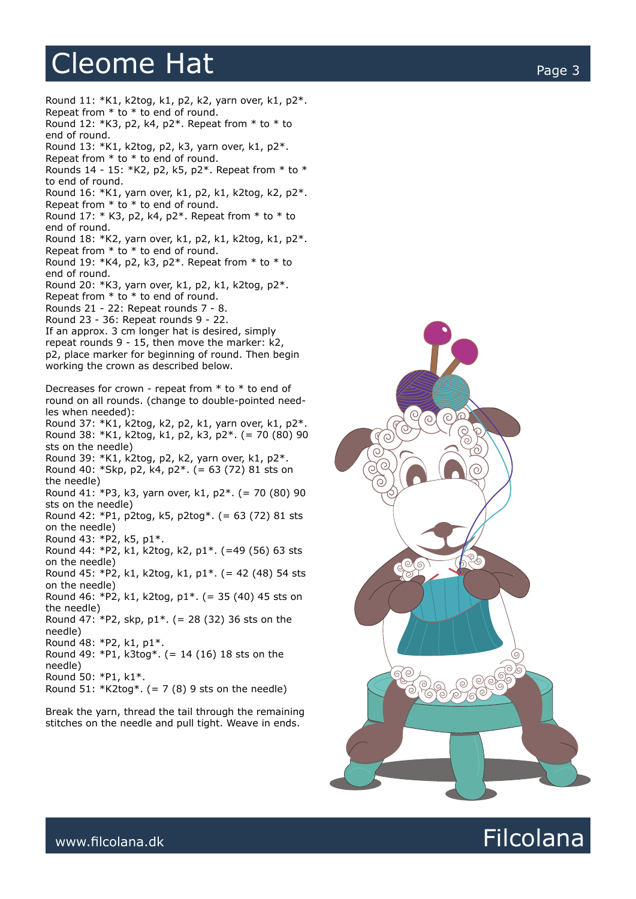# Cleome Hat

Round 11: *K1, k2tog, k1, p2, k2, yarn over, k1, p2*. Repeat from * to * to end of round.
Round 12: *K3, p2, k4, p2*. Repeat from * to * to end of round.
Round 13: *K1, k2tog, p2, k3, yarn over, k1, p2*. Repeat from * to * to end of round.
Rounds 14 - 15: *K2, p2, k5, p2*. Repeat from * to * to end of round.
Round 16: *K1, yarn over, k1, p2, k1, k2tog, k2, p2*. Repeat from * to * to end of round.
Round 17: * K3, p2, k4, p2*. Repeat from * to * to end of round.
Round 18: *K2, yarn over, k1, p2, k1, k2tog, k1, p2*. Repeat from * to * to end of round.
Round 19: *K4, p2, k3, p2*. Repeat from * to * to end of round.
Round 20: *K3, yarn over, k1, p2, k1, k2tog, p2*. Repeat from * to * to end of round.
Rounds 21 - 22: Repeat rounds 7 - 8.
Round 23 - 36: Repeat rounds 9 - 22.
If an approx. 3 cm longer hat is desired, simply repeat rounds 9 - 15, then move the marker: k2, p2, place marker for beginning of round. Then begin working the crown as described below.

Decreases for crown - repeat from * to * to end of round on all rounds. (change to double-pointed needles when needed):
Round 37: *K1, k2tog, k2, p2, k1, yarn over, k1, p2*.
Round 38: *K1, k2tog, k1, p2, k3, p2*. (= 70 (80) 90 sts on the needle)
Round 39: *K1, k2tog, p2, k2, yarn over, k1, p2*.
Round 40: *Skp, p2, k4, p2*. (= 63 (72) 81 sts on the needle)
Round 41: *P3, k3, yarn over, k1, p2*. (= 70 (80) 90 sts on the needle)
Round 42: *P1, p2tog, k5, p2tog*. (= 63 (72) 81 sts on the needle)
Round 43: *P2, k5, p1*.
Round 44: *P2, k1, k2tog, k2, p1*. (=49 (56) 63 sts on the needle)
Round 45: *P2, k1, k2tog, k1, p1*. (= 42 (48) 54 sts on the needle)
Round 46: *P2, k1, k2tog, p1*. (= 35 (40) 45 sts on the needle)
Round 47: *P2, skp, p1*. (= 28 (32) 36 sts on the needle)
Round 48: *P2, k1, p1*.
Round 49: *P1, k3tog*. (= 14 (16) 18 sts on the needle)
Round 50: *P1, k1*.
Round 51: *K2tog*. (= 7 (8) 9 sts on the needle)

Break the yarn, thread the tail through the remaining stitches on the needle and pull tight. Weave in ends.